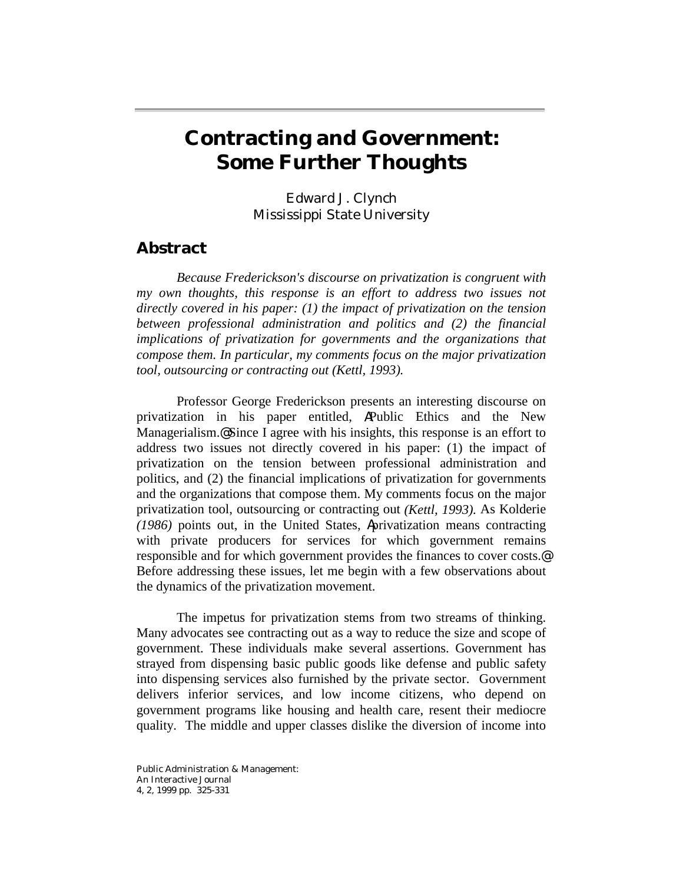# Contracting and Government: Some Further Thoughts

Edward J. Clynch
Mississippi State University

## Abstract

*Because Frederickson's discourse on privatization is congruent with my own thoughts, this response is an effort to address two issues not directly covered in his paper: (1) the impact of privatization on the tension between professional administration and politics and (2) the financial implications of privatization for governments and the organizations that compose them. In particular, my comments focus on the major privatization tool, outsourcing or contracting out (Kettl, 1993).*

Professor George Frederickson presents an interesting discourse on privatization in his paper entitled, ΑPublic Ethics and the New Managerialism.@ Since I agree with his insights, this response is an effort to address two issues not directly covered in his paper: (1) the impact of privatization on the tension between professional administration and politics, and (2) the financial implications of privatization for governments and the organizations that compose them. My comments focus on the major privatization tool, outsourcing or contracting out *(Kettl, 1993).* As Kolderie *(1986)* points out, in the United States, Αprivatization means contracting with private producers for services for which government remains responsible and for which government provides the finances to cover costs.@ Before addressing these issues, let me begin with a few observations about the dynamics of the privatization movement.

The impetus for privatization stems from two streams of thinking. Many advocates see contracting out as a way to reduce the size and scope of government. These individuals make several assertions. Government has strayed from dispensing basic public goods like defense and public safety into dispensing services also furnished by the private sector. Government delivers inferior services, and low income citizens, who depend on government programs like housing and health care, resent their mediocre quality. The middle and upper classes dislike the diversion of income into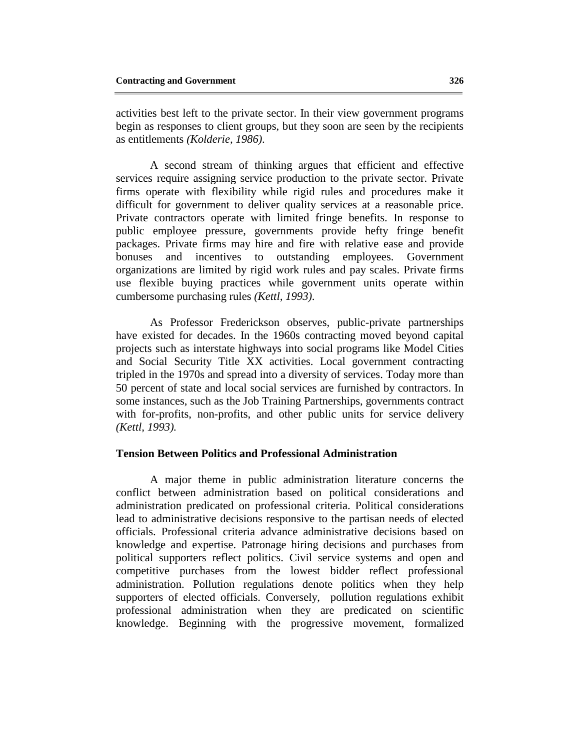activities best left to the private sector. In their view government programs begin as responses to client groups, but they soon are seen by the recipients as entitlements *(Kolderie, 1986)*.

A second stream of thinking argues that efficient and effective services require assigning service production to the private sector. Private firms operate with flexibility while rigid rules and procedures make it difficult for government to deliver quality services at a reasonable price. Private contractors operate with limited fringe benefits. In response to public employee pressure, governments provide hefty fringe benefit packages. Private firms may hire and fire with relative ease and provide bonuses and incentives to outstanding employees. Government organizations are limited by rigid work rules and pay scales. Private firms use flexible buying practices while government units operate within cumbersome purchasing rules *(Kettl, 1993)*.

As Professor Frederickson observes, public-private partnerships have existed for decades. In the 1960s contracting moved beyond capital projects such as interstate highways into social programs like Model Cities and Social Security Title XX activities. Local government contracting tripled in the 1970s and spread into a diversity of services. Today more than 50 percent of state and local social services are furnished by contractors. In some instances, such as the Job Training Partnerships, governments contract with for-profits, non-profits, and other public units for service delivery *(Kettl, 1993).*

## Tension Between Politics and Professional Administration

A major theme in public administration literature concerns the conflict between administration based on political considerations and administration predicated on professional criteria. Political considerations lead to administrative decisions responsive to the partisan needs of elected officials. Professional criteria advance administrative decisions based on knowledge and expertise. Patronage hiring decisions and purchases from political supporters reflect politics. Civil service systems and open and competitive purchases from the lowest bidder reflect professional administration. Pollution regulations denote politics when they help supporters of elected officials. Conversely, pollution regulations exhibit professional administration when they are predicated on scientific knowledge. Beginning with the progressive movement, formalized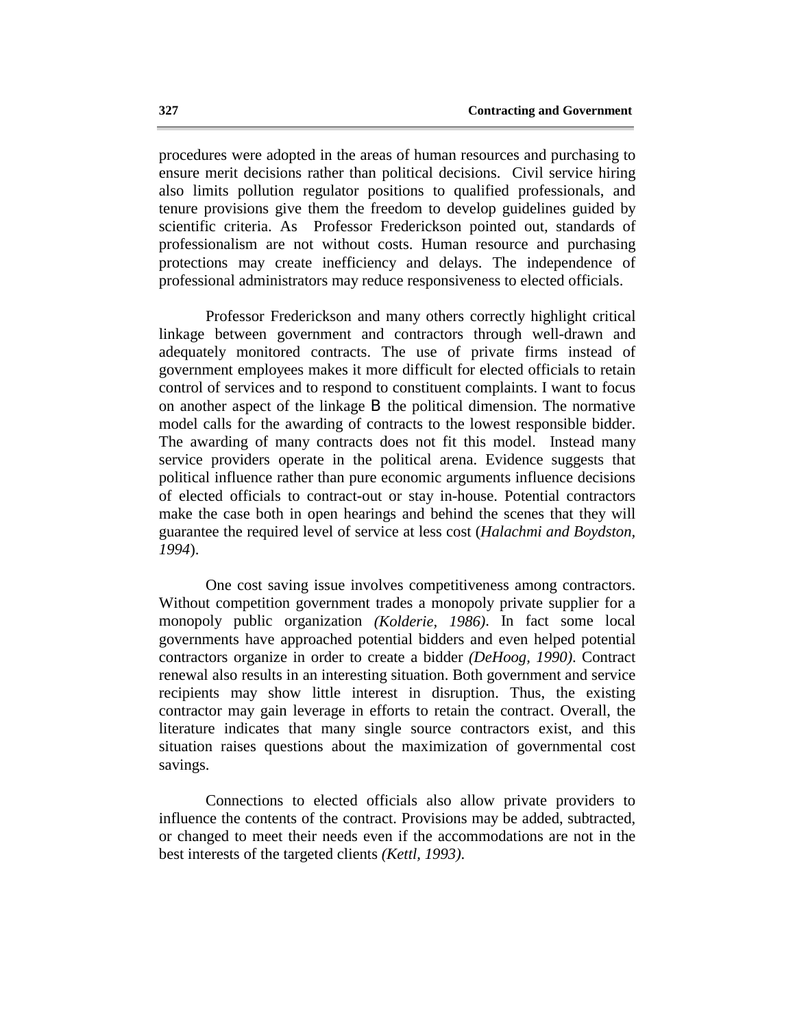procedures were adopted in the areas of human resources and purchasing to ensure merit decisions rather than political decisions. Civil service hiring also limits pollution regulator positions to qualified professionals, and tenure provisions give them the freedom to develop guidelines guided by scientific criteria. As Professor Frederickson pointed out, standards of professionalism are not without costs. Human resource and purchasing protections may create inefficiency and delays. The independence of professional administrators may reduce responsiveness to elected officials.

Professor Frederickson and many others correctly highlight critical linkage between government and contractors through well-drawn and adequately monitored contracts. The use of private firms instead of government employees makes it more difficult for elected officials to retain control of services and to respond to constituent complaints. I want to focus on another aspect of the linkage B the political dimension. The normative model calls for the awarding of contracts to the lowest responsible bidder. The awarding of many contracts does not fit this model. Instead many service providers operate in the political arena. Evidence suggests that political influence rather than pure economic arguments influence decisions of elected officials to contract-out or stay in-house. Potential contractors make the case both in open hearings and behind the scenes that they will guarantee the required level of service at less cost (*Halachmi and Boydston, 1994*).

One cost saving issue involves competitiveness among contractors. Without competition government trades a monopoly private supplier for a monopoly public organization *(Kolderie, 1986)*. In fact some local governments have approached potential bidders and even helped potential contractors organize in order to create a bidder *(DeHoog, 1990)*. Contract renewal also results in an interesting situation. Both government and service recipients may show little interest in disruption. Thus, the existing contractor may gain leverage in efforts to retain the contract. Overall, the literature indicates that many single source contractors exist, and this situation raises questions about the maximization of governmental cost savings.

Connections to elected officials also allow private providers to influence the contents of the contract. Provisions may be added, subtracted, or changed to meet their needs even if the accommodations are not in the best interests of the targeted clients *(Kettl, 1993)*.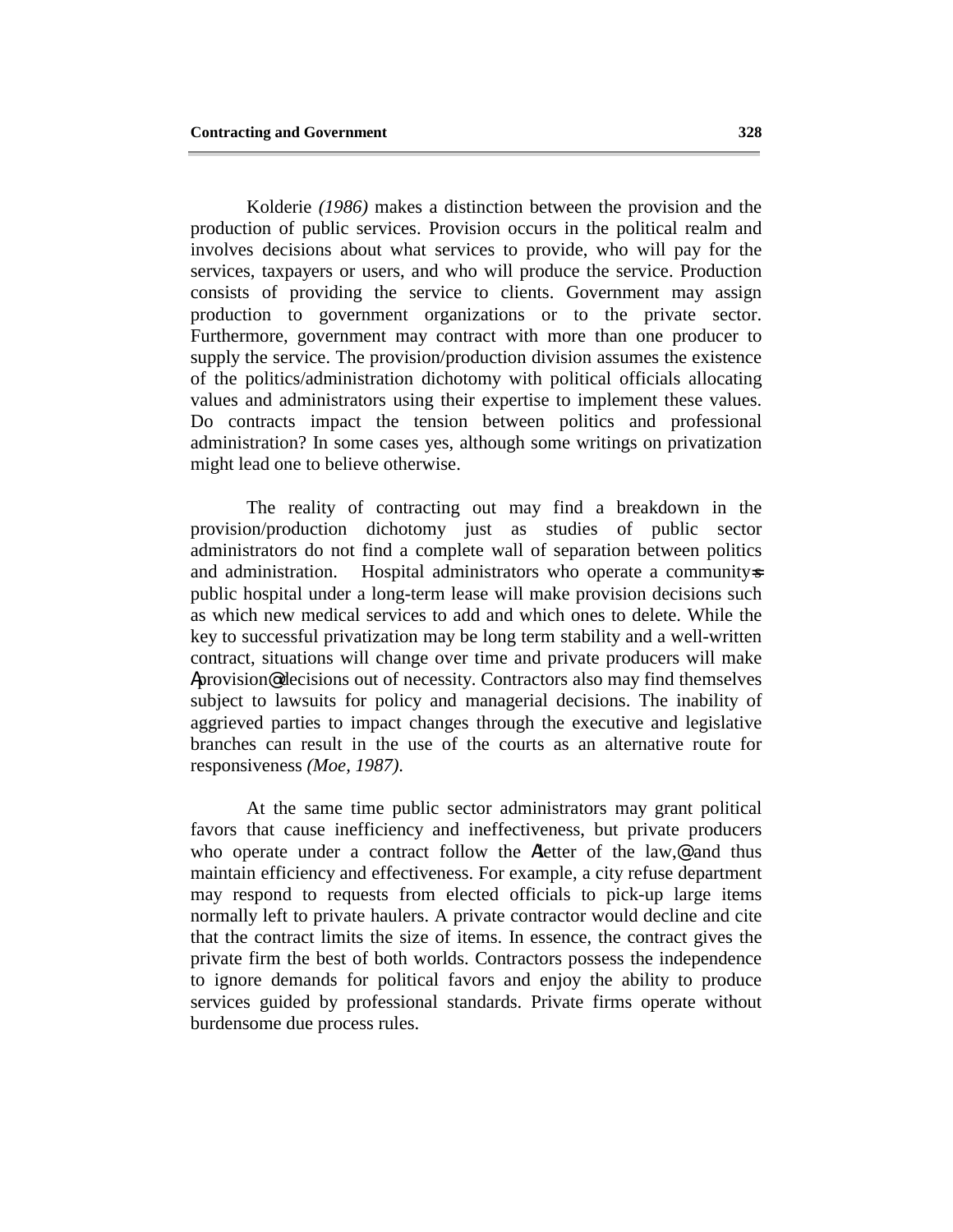Kolderie *(1986)* makes a distinction between the provision and the production of public services. Provision occurs in the political realm and involves decisions about what services to provide, who will pay for the services, taxpayers or users, and who will produce the service. Production consists of providing the service to clients. Government may assign production to government organizations or to the private sector. Furthermore, government may contract with more than one producer to supply the service. The provision/production division assumes the existence of the politics/administration dichotomy with political officials allocating values and administrators using their expertise to implement these values. Do contracts impact the tension between politics and professional administration? In some cases yes, although some writings on privatization might lead one to believe otherwise.

The reality of contracting out may find a breakdown in the provision/production dichotomy just as studies of public sector administrators do not find a complete wall of separation between politics and administration. Hospital administrators who operate a community=s public hospital under a long-term lease will make provision decisions such as which new medical services to add and which ones to delete. While the key to successful privatization may be long term stability and a well-written contract, situations will change over time and private producers will make Aprovision@ decisions out of necessity. Contractors also may find themselves subject to lawsuits for policy and managerial decisions. The inability of aggrieved parties to impact changes through the executive and legislative branches can result in the use of the courts as an alternative route for responsiveness *(Moe, 1987)*.

At the same time public sector administrators may grant political favors that cause inefficiency and ineffectiveness, but private producers who operate under a contract follow the Aletter of the law,@ and thus maintain efficiency and effectiveness. For example, a city refuse department may respond to requests from elected officials to pick-up large items normally left to private haulers. A private contractor would decline and cite that the contract limits the size of items. In essence, the contract gives the private firm the best of both worlds. Contractors possess the independence to ignore demands for political favors and enjoy the ability to produce services guided by professional standards. Private firms operate without burdensome due process rules.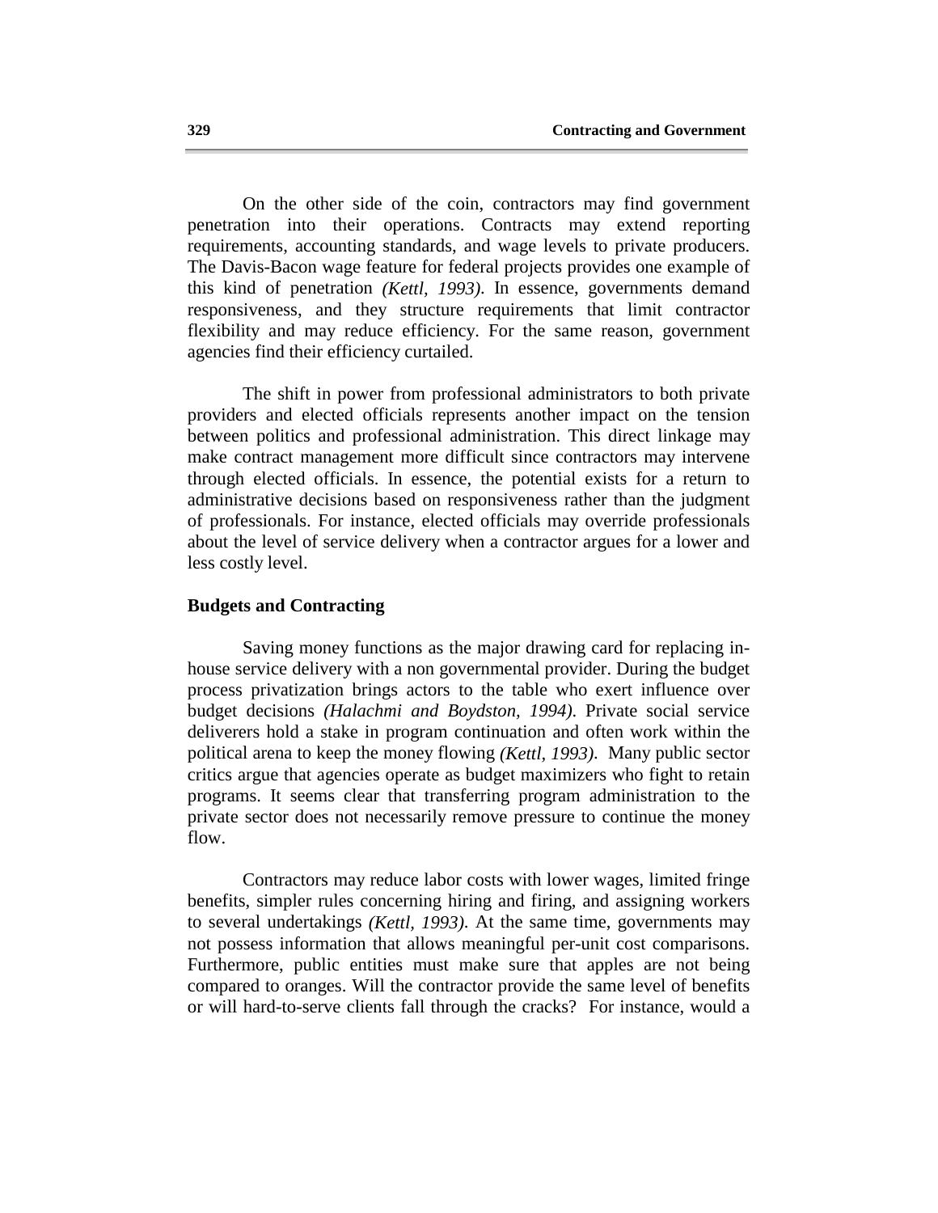On the other side of the coin, contractors may find government penetration into their operations. Contracts may extend reporting requirements, accounting standards, and wage levels to private producers. The Davis-Bacon wage feature for federal projects provides one example of this kind of penetration *(Kettl, 1993)*. In essence, governments demand responsiveness, and they structure requirements that limit contractor flexibility and may reduce efficiency. For the same reason, government agencies find their efficiency curtailed.

The shift in power from professional administrators to both private providers and elected officials represents another impact on the tension between politics and professional administration. This direct linkage may make contract management more difficult since contractors may intervene through elected officials. In essence, the potential exists for a return to administrative decisions based on responsiveness rather than the judgment of professionals. For instance, elected officials may override professionals about the level of service delivery when a contractor argues for a lower and less costly level.

### Budgets and Contracting

Saving money functions as the major drawing card for replacing in-house service delivery with a non governmental provider. During the budget process privatization brings actors to the table who exert influence over budget decisions *(Halachmi and Boydston, 1994)*. Private social service deliverers hold a stake in program continuation and often work within the political arena to keep the money flowing *(Kettl, 1993)*. Many public sector critics argue that agencies operate as budget maximizers who fight to retain programs. It seems clear that transferring program administration to the private sector does not necessarily remove pressure to continue the money flow.

Contractors may reduce labor costs with lower wages, limited fringe benefits, simpler rules concerning hiring and firing, and assigning workers to several undertakings *(Kettl, 1993)*. At the same time, governments may not possess information that allows meaningful per-unit cost comparisons. Furthermore, public entities must make sure that apples are not being compared to oranges. Will the contractor provide the same level of benefits or will hard-to-serve clients fall through the cracks? For instance, would a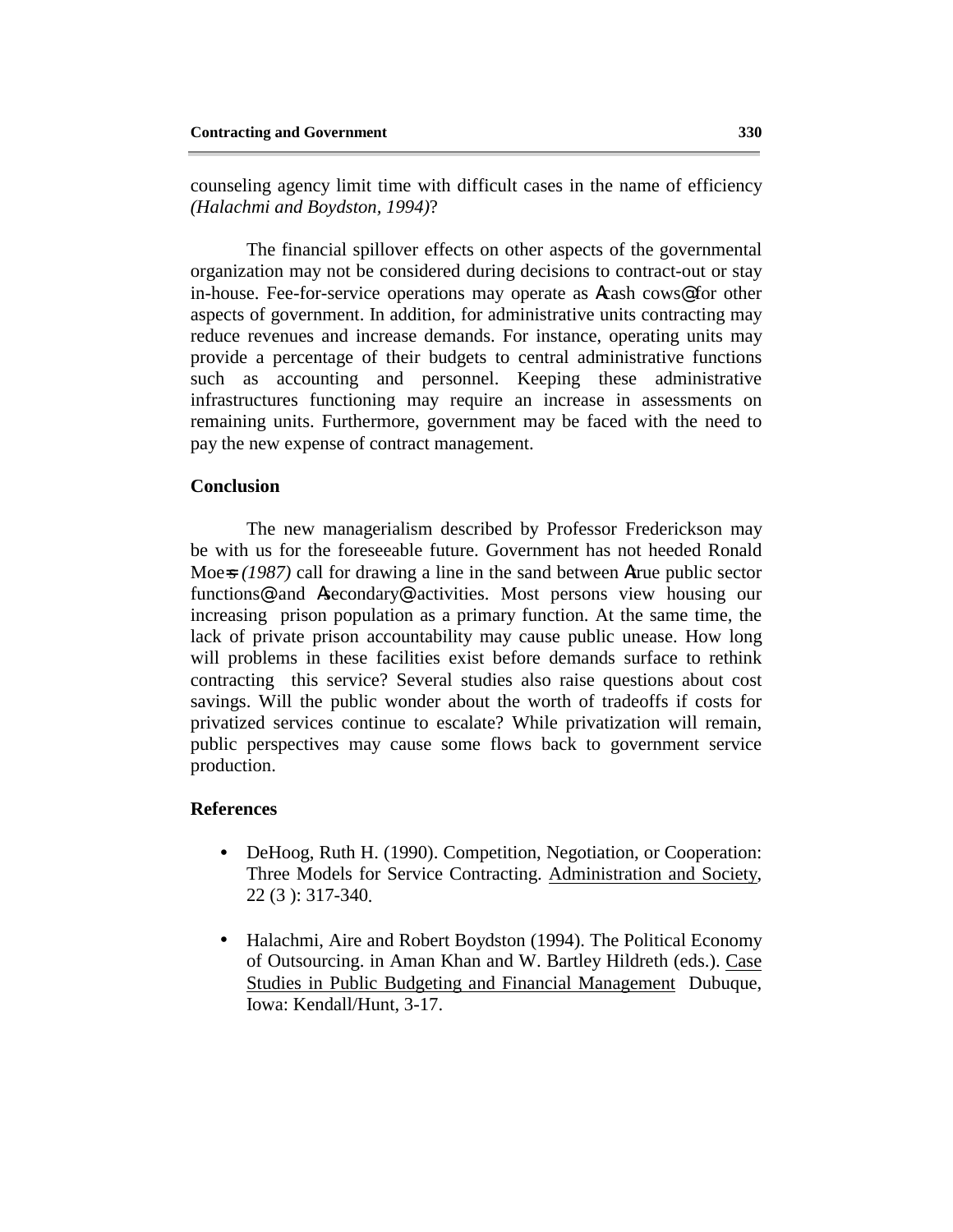counseling agency limit time with difficult cases in the name of efficiency *(Halachmi and Boydston, 1994)*?

The financial spillover effects on other aspects of the governmental organization may not be considered during decisions to contract-out or stay in-house. Fee-for-service operations may operate as Acash cows@ for other aspects of government. In addition, for administrative units contracting may reduce revenues and increase demands. For instance, operating units may provide a percentage of their budgets to central administrative functions such as accounting and personnel. Keeping these administrative infrastructures functioning may require an increase in assessments on remaining units. Furthermore, government may be faced with the need to pay the new expense of contract management.

## Conclusion

The new managerialism described by Professor Frederickson may be with us for the foreseeable future. Government has not heeded Ronald Moe=s *(1987)* call for drawing a line in the sand between Atrue public sector functions@ and Asecondary@ activities. Most persons view housing our increasing prison population as a primary function. At the same time, the lack of private prison accountability may cause public unease. How long will problems in these facilities exist before demands surface to rethink contracting this service? Several studies also raise questions about cost savings. Will the public wonder about the worth of tradeoffs if costs for privatized services continue to escalate? While privatization will remain, public perspectives may cause some flows back to government service production.

## References

- DeHoog, Ruth H. (1990). Competition, Negotiation, or Cooperation: Three Models for Service Contracting. Administration and Society, 22 (3 ): 317-340.

- Halachmi, Aire and Robert Boydston (1994). The Political Economy of Outsourcing. in Aman Khan and W. Bartley Hildreth (eds.). Case Studies in Public Budgeting and Financial Management Dubuque, Iowa: Kendall/Hunt, 3-17.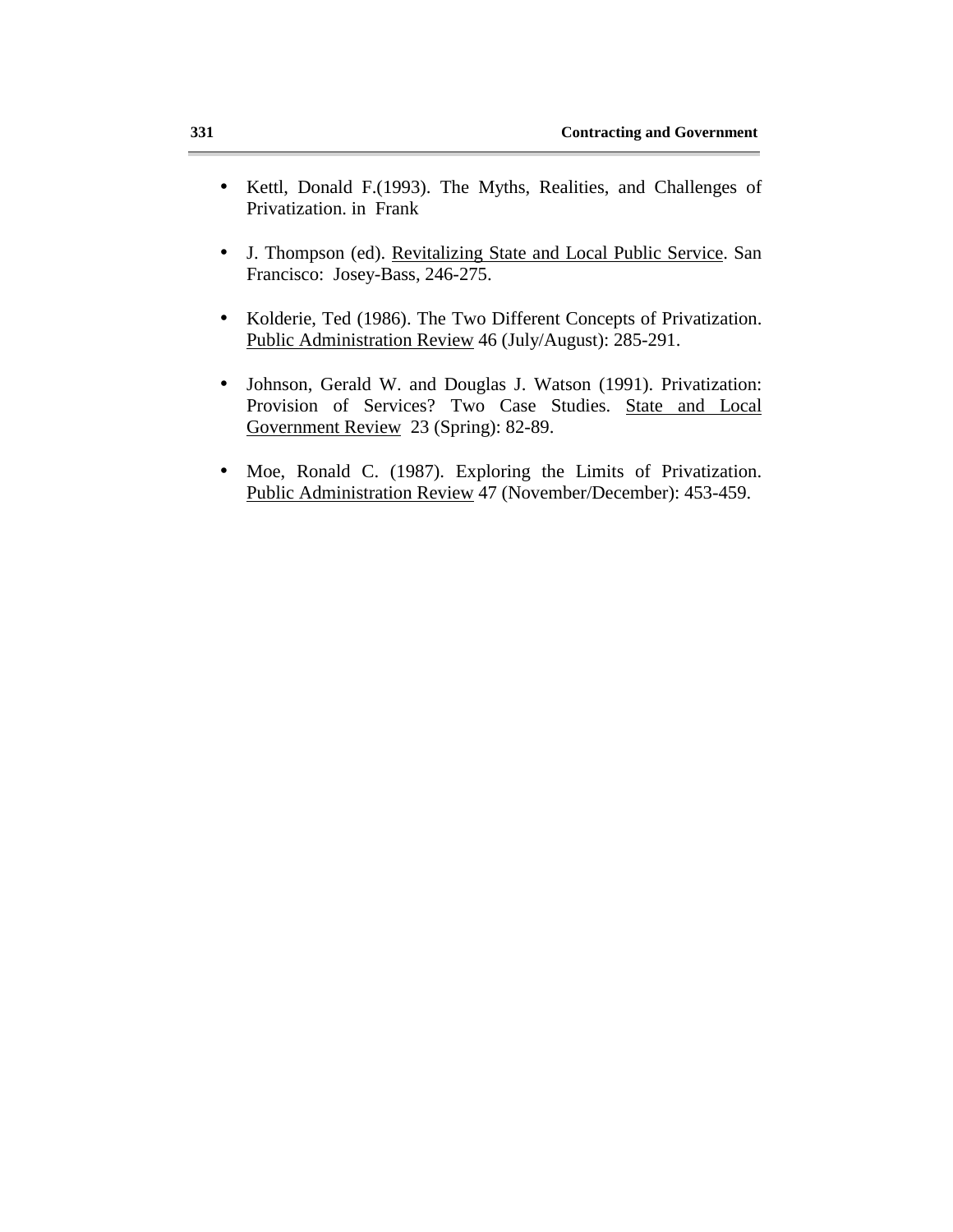- Kettl, Donald F.(1993). The Myths, Realities, and Challenges of Privatization. in Frank

- J. Thompson (ed). Revitalizing State and Local Public Service. San Francisco: Josey-Bass, 246-275.

- Kolderie, Ted (1986). The Two Different Concepts of Privatization. Public Administration Review 46 (July/August): 285-291.

- Johnson, Gerald W. and Douglas J. Watson (1991). Privatization: Provision of Services? Two Case Studies. State and Local Government Review 23 (Spring): 82-89.

- Moe, Ronald C. (1987). Exploring the Limits of Privatization. Public Administration Review 47 (November/December): 453-459.